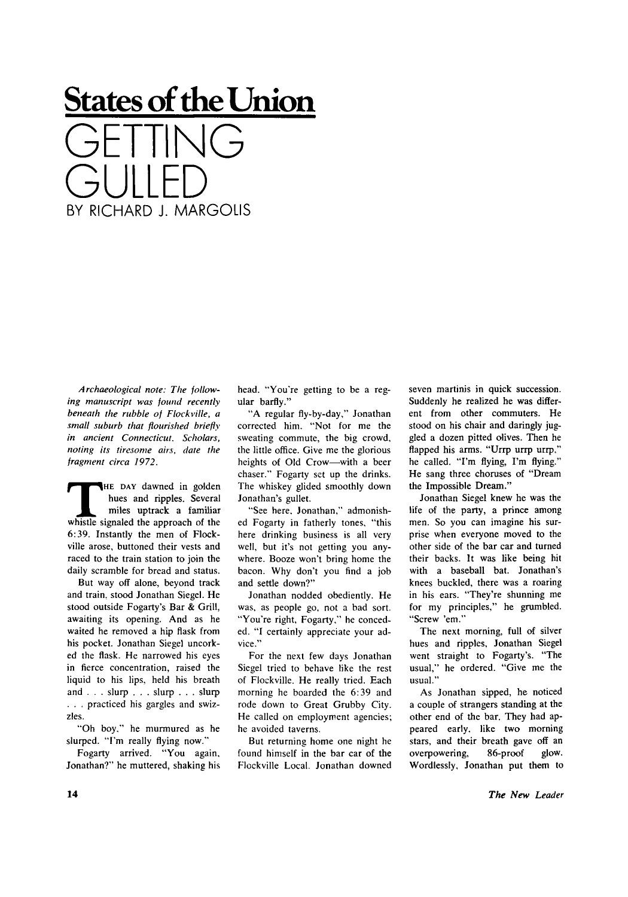## States of the Union

# GETTING GULLED

BY RICHARD J. MARGOLIS

*Archaeological note: The following manuscript was found recently beneath the rubble of Flockville, a small suburb that flourished briefly in ancient Connecticut. Scholars, noting its tiresome airs, date the fragment circa 1972.*

THE DAY dawned in golden hues and ripples. Several miles uptrack a familiar whistle signaled the approach of the 6:39. Instantly the men of Flockville arose, buttoned their vests and raced to the train station to join the daily scramble for bread and status.

But way off alone, beyond track and train, stood Jonathan Siegel. He stood outside Fogarty's Bar & Grill, awaiting its opening. And as he waited he removed a hip flask from his pocket. Jonathan Siegel uncorked the flask. He narrowed his eyes in fierce concentration, raised the liquid to his lips, held his breath and . . . slurp . . . slurp . . . slurp . . . practiced his gargles and swizzles.

"Oh boy," he murmured as he slurped. "I'm really flying now."

Fogarty arrived. "You again, Jonathan?" he muttered, shaking his head. "You're getting to be a regular barfly."

"A regular fly-by-day," Jonathan corrected him. "Not for me the sweating commute, the big crowd, the little office. Give me the glorious heights of Old Crow—with a beer chaser." Fogarty set up the drinks. The whiskey glided smoothly down Jonathan's gullet.

"See here, Jonathan," admonished Fogarty in fatherly tones, "this here drinking business is all very well, but it's not getting you anywhere. Booze won't bring home the bacon. Why don't you find a job and settle down?"

Jonathan nodded obediently. He was, as people go, not a bad sort. "You're right, Fogarty," he conceded. "I certainly appreciate your advice."

For the next few days Jonathan Siegel tried to behave like the rest of Flockville. He really tried. Each morning he boarded the 6:39 and rode down to Great Grubby City. He called on employment agencies; he avoided taverns.

But returning home one night he found himself in the bar car of the Flockville Local. Jonathan downed seven martinis in quick succession. Suddenly he realized he was different from other commuters. He stood on his chair and daringly juggled a dozen pitted olives. Then he flapped his arms. "Urrp urrp urrp," he called. "I'm flying, I'm flying." He sang three choruses of "Dream the Impossible Dream."

Jonathan Siegel knew he was the life of the party, a prince among men. So you can imagine his surprise when everyone moved to the other side of the bar car and turned their backs. It was like being hit with a baseball bat. Jonathan's knees buckled, there was a roaring in his ears. "They're shunning me for my principles," he grumbled. "Screw 'em."

The next morning, full of silver hues and ripples, Jonathan Siegel went straight to Fogarty's. "The usual," he ordered. "Give me the usual."

As Jonathan sipped, he noticed a couple of strangers standing at the other end of the bar. They had appeared early, like two morning stars, and their breath gave off an overpowering, 86-proof glow. Wordlessly, Jonathan put them to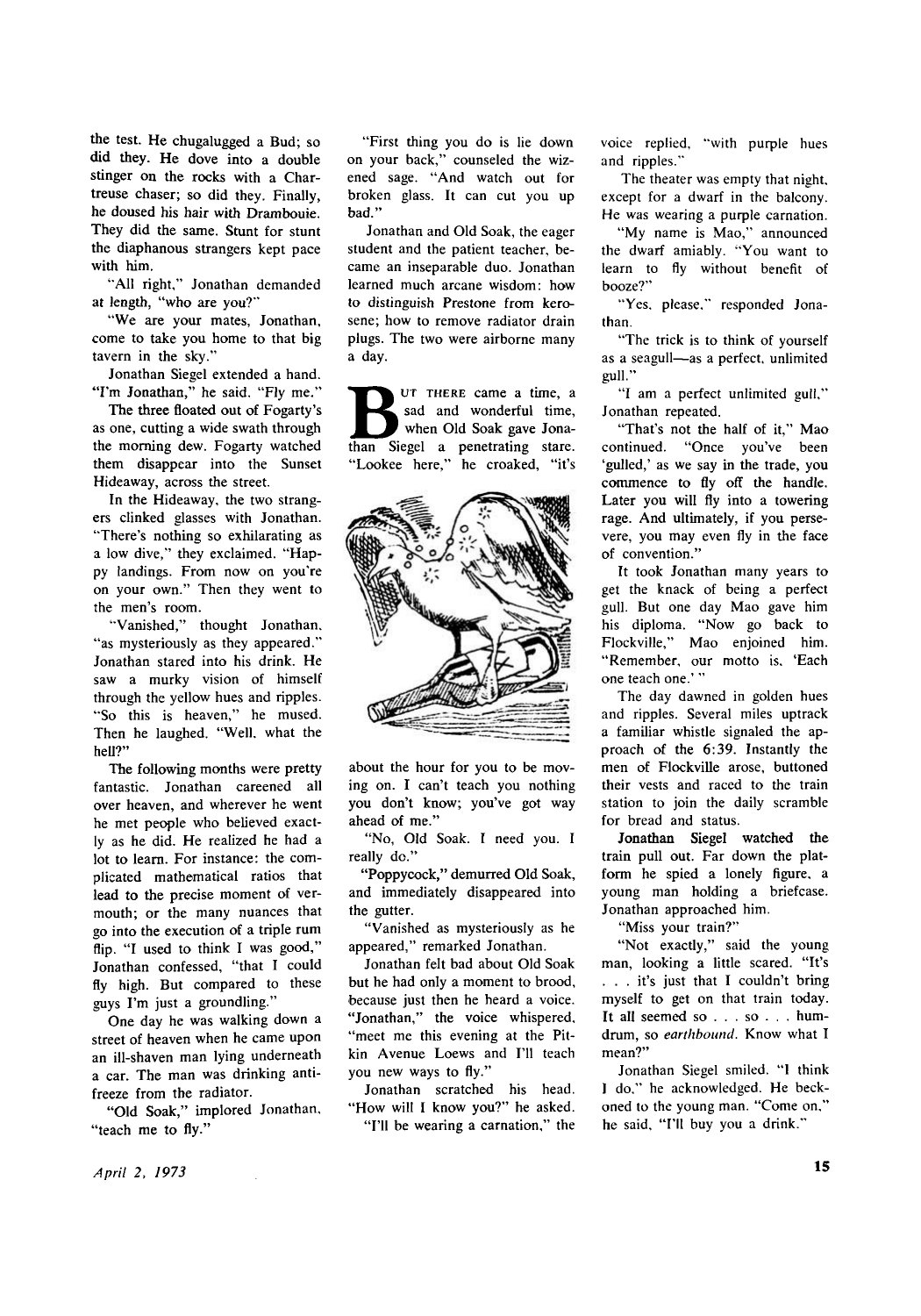the test. He chugalugged a Bud; so did they. He dove into a double stinger on the rocks with a Chartreuse chaser; so did they. Finally, he doused his hair with Drambouie. They did the same. Stunt for stunt the diaphanous strangers kept pace with him.

"All right," Jonathan demanded at length, "who are you?"

"We are your mates, Jonathan, come to take you home to that big tavern in the sky."

Jonathan Siegel extended a hand. "I'm Jonathan," he said. "Fly me."

The three floated out of Fogarty's as one, cutting a wide swath through the morning dew. Fogarty watched them disappear into the Sunset Hideaway, across the street.

In the Hideaway, the two strangers clinked glasses with Jonathan. "There's nothing so exhilarating as a low dive," they exclaimed. "Happy landings. From now on you're on your own." Then they went to the men's room.

"Vanished," thought Jonathan, "as mysteriously as they appeared." Jonathan stared into his drink. He saw a murky vision of himself through the yellow hues and ripples. "So this is heaven," he mused. Then he laughed. "Well, what the hell?"

The following months were pretty fantastic. Jonathan careened all over heaven, and wherever he went he met people who believed exactly as he did. He realized he had a lot to learn. For instance: the complicated mathematical ratios that lead to the precise moment of vermouth; or the many nuances that go into the execution of a triple rum flip. "I used to think I was good," Jonathan confessed, "that I could fly high. But compared to these guys I'm just a groundling."

One day he was walking down a street of heaven when he came upon an ill-shaven man lying underneath a car. The man was drinking antifreeze from the radiator.

"Old Soak," implored Jonathan, "teach me to fly."

"First thing you do is lie down on your back," counseled the wizened sage. "And watch out for broken glass. It can cut you up bad."

Jonathan and Old Soak, the eager student and the patient teacher, became an inseparable duo. Jonathan learned much arcane wisdom: how to distinguish Prestone from kerosene; how to remove radiator drain plugs. The two were airborne many a day.

BUT THERE came a time, a sad and wonderful time, when Old Soak gave Jonathan Siegel a penetrating stare. "Lookee here," he croaked, "it's about the hour for you to be moving on. I can't teach you nothing you don't know; you've got way ahead of me."

"No, Old Soak. I need you. I really do."

"Poppycock," demurred Old Soak, and immediately disappeared into the gutter.

"Vanished as mysteriously as he appeared," remarked Jonathan.

Jonathan felt bad about Old Soak but he had only a moment to brood, because just then he heard a voice. "Jonathan," the voice whispered, "meet me this evening at the Pitkin Avenue Loews and I'll teach you new ways to fly."

Jonathan scratched his head. "How will I know you?" he asked.

"I'll be wearing a carnation," the voice replied, "with purple hues and ripples."

The theater was empty that night, except for a dwarf in the balcony. He was wearing a purple carnation.

"My name is Mao," announced the dwarf amiably. "You want to learn to fly without benefit of booze?"

"Yes, please," responded Jonathan.

"The trick is to think of yourself as a seagull—as a perfect, unlimited gull."

"I am a perfect unlimited gull," Jonathan repeated.

"That's not the half of it," Mao continued. "Once you've been 'gulled,' as we say in the trade, you commence to fly off the handle. Later you will fly into a towering rage. And ultimately, if you persevere, you may even fly in the face of convention."

It took Jonathan many years to get the knack of being a perfect gull. But one day Mao gave him his diploma. "Now go back to Flockville," Mao enjoined him. "Remember, our motto is, 'Each one teach one.' "

The day dawned in golden hues and ripples. Several miles uptrack a familiar whistle signaled the approach of the 6:39. Instantly the men of Flockville arose, buttoned their vests and raced to the train station to join the daily scramble for bread and status.

Jonathan Siegel watched the train pull out. Far down the platform he spied a lonely figure, a young man holding a briefcase. Jonathan approached him.

"Miss your train?"

"Not exactly," said the young man, looking a little scared. "It's . . . it's just that I couldn't bring myself to get on that train today. It all seemed so . . . so . . . humdrum, so *earthbound*. Know what I mean?"

Jonathan Siegel smiled. "I think I do," he acknowledged. He beckoned to the young man. "Come on," he said, "I'll buy you a drink."